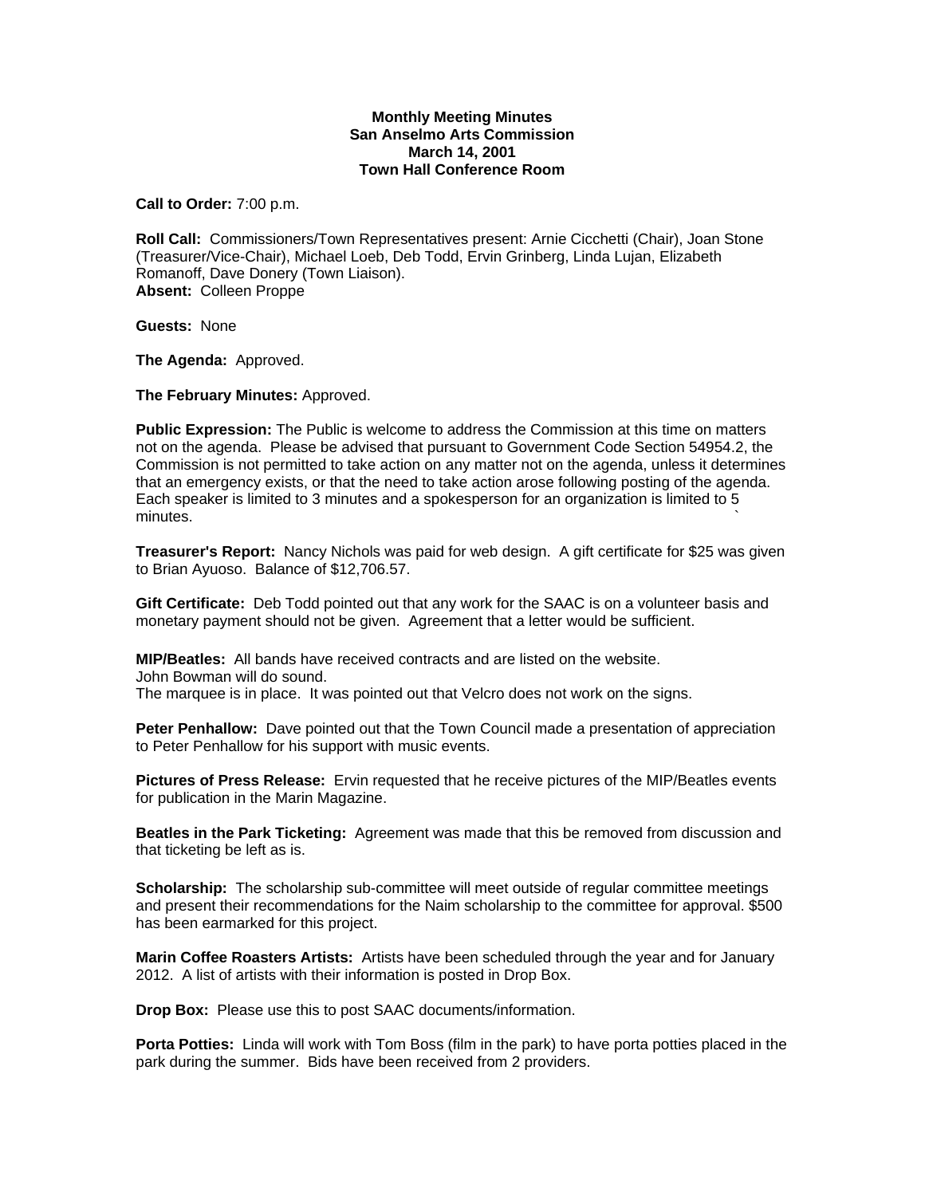**Monthly Meeting Minutes**
**San Anselmo Arts Commission**
**March 14, 2001**
**Town Hall Conference Room**

**Call to Order:** 7:00 p.m.

**Roll Call:** Commissioners/Town Representatives present: Arnie Cicchetti (Chair), Joan Stone (Treasurer/Vice-Chair), Michael Loeb, Deb Todd, Ervin Grinberg, Linda Lujan, Elizabeth Romanoff, Dave Donery (Town Liaison).
**Absent:** Colleen Proppe

**Guests:** None

**The Agenda:** Approved.

**The February Minutes:** Approved.

**Public Expression:** The Public is welcome to address the Commission at this time on matters not on the agenda. Please be advised that pursuant to Government Code Section 54954.2, the Commission is not permitted to take action on any matter not on the agenda, unless it determines that an emergency exists, or that the need to take action arose following posting of the agenda. Each speaker is limited to 3 minutes and a spokesperson for an organization is limited to 5 minutes.

**Treasurer's Report:** Nancy Nichols was paid for web design. A gift certificate for $25 was given to Brian Ayuoso. Balance of $12,706.57.

**Gift Certificate:** Deb Todd pointed out that any work for the SAAC is on a volunteer basis and monetary payment should not be given. Agreement that a letter would be sufficient.

**MIP/Beatles:** All bands have received contracts and are listed on the website.
John Bowman will do sound.
The marquee is in place. It was pointed out that Velcro does not work on the signs.

**Peter Penhallow:** Dave pointed out that the Town Council made a presentation of appreciation to Peter Penhallow for his support with music events.

**Pictures of Press Release:** Ervin requested that he receive pictures of the MIP/Beatles events for publication in the Marin Magazine.

**Beatles in the Park Ticketing:** Agreement was made that this be removed from discussion and that ticketing be left as is.

**Scholarship:** The scholarship sub-committee will meet outside of regular committee meetings and present their recommendations for the Naim scholarship to the committee for approval. $500 has been earmarked for this project.

**Marin Coffee Roasters Artists:** Artists have been scheduled through the year and for January 2012. A list of artists with their information is posted in Drop Box.

**Drop Box:** Please use this to post SAAC documents/information.

**Porta Potties:** Linda will work with Tom Boss (film in the park) to have porta potties placed in the park during the summer. Bids have been received from 2 providers.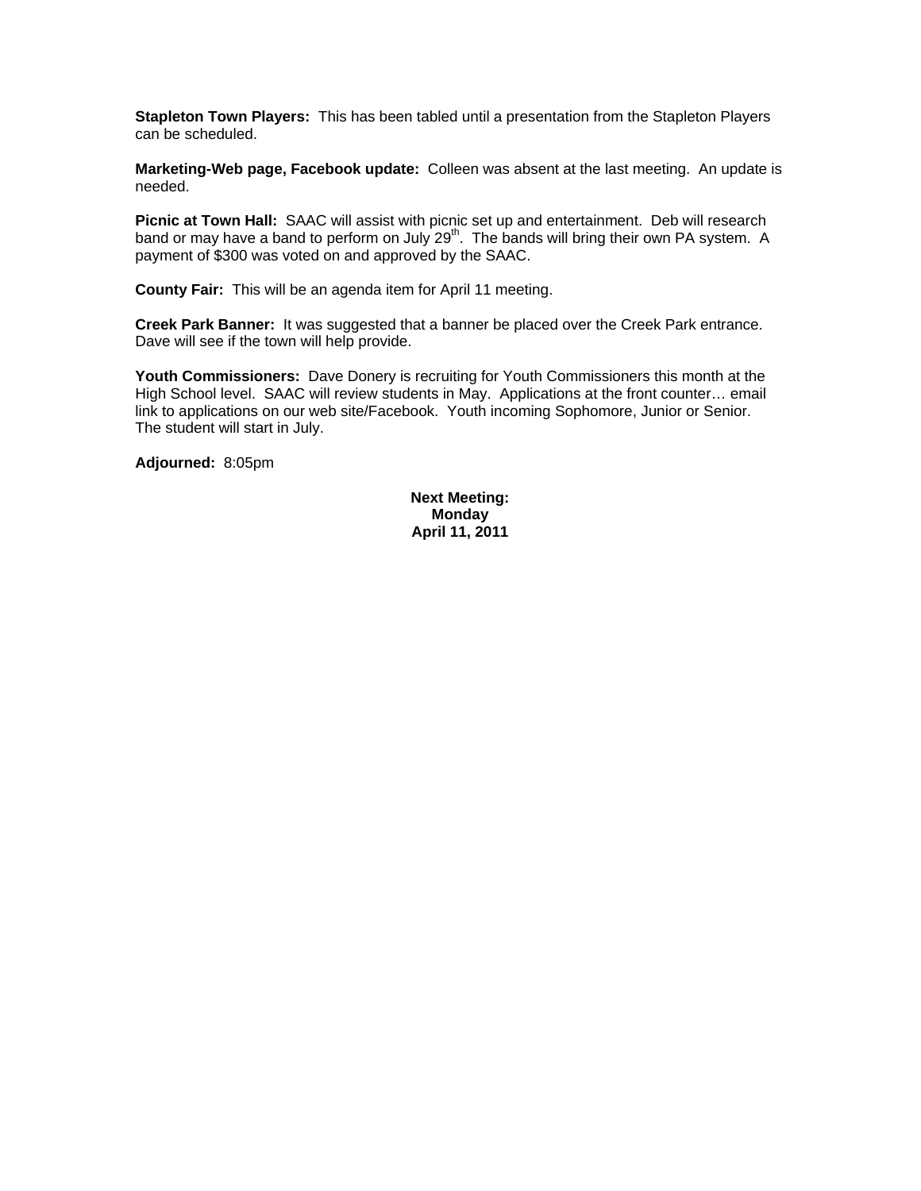**Stapleton Town Players:** This has been tabled until a presentation from the Stapleton Players can be scheduled.

**Marketing-Web page, Facebook update:** Colleen was absent at the last meeting. An update is needed.

**Picnic at Town Hall:** SAAC will assist with picnic set up and entertainment. Deb will research band or may have a band to perform on July 29th. The bands will bring their own PA system. A payment of $300 was voted on and approved by the SAAC.

**County Fair:** This will be an agenda item for April 11 meeting.

**Creek Park Banner:** It was suggested that a banner be placed over the Creek Park entrance. Dave will see if the town will help provide.

**Youth Commissioners:** Dave Donery is recruiting for Youth Commissioners this month at the High School level. SAAC will review students in May. Applications at the front counter… email link to applications on our web site/Facebook. Youth incoming Sophomore, Junior or Senior. The student will start in July.

**Adjourned:** 8:05pm

**Next Meeting:**
**Monday**
**April 11, 2011**